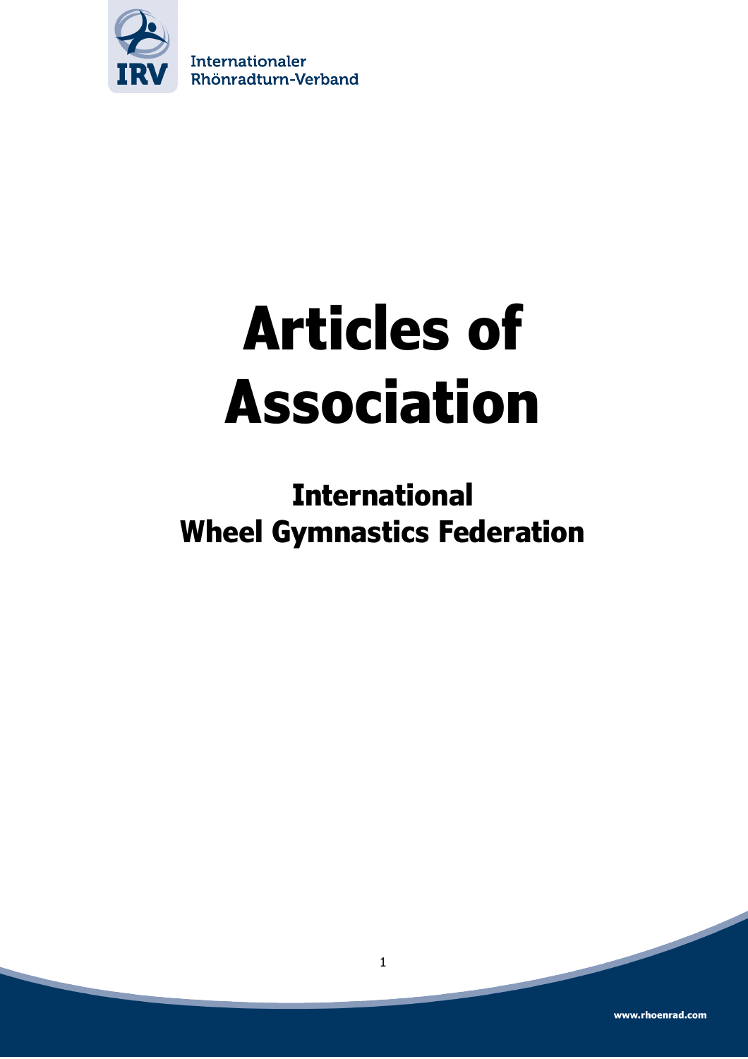Internationaler
Rhönradturn-Verband

# Articles of Association

## International Wheel Gymnastics Federation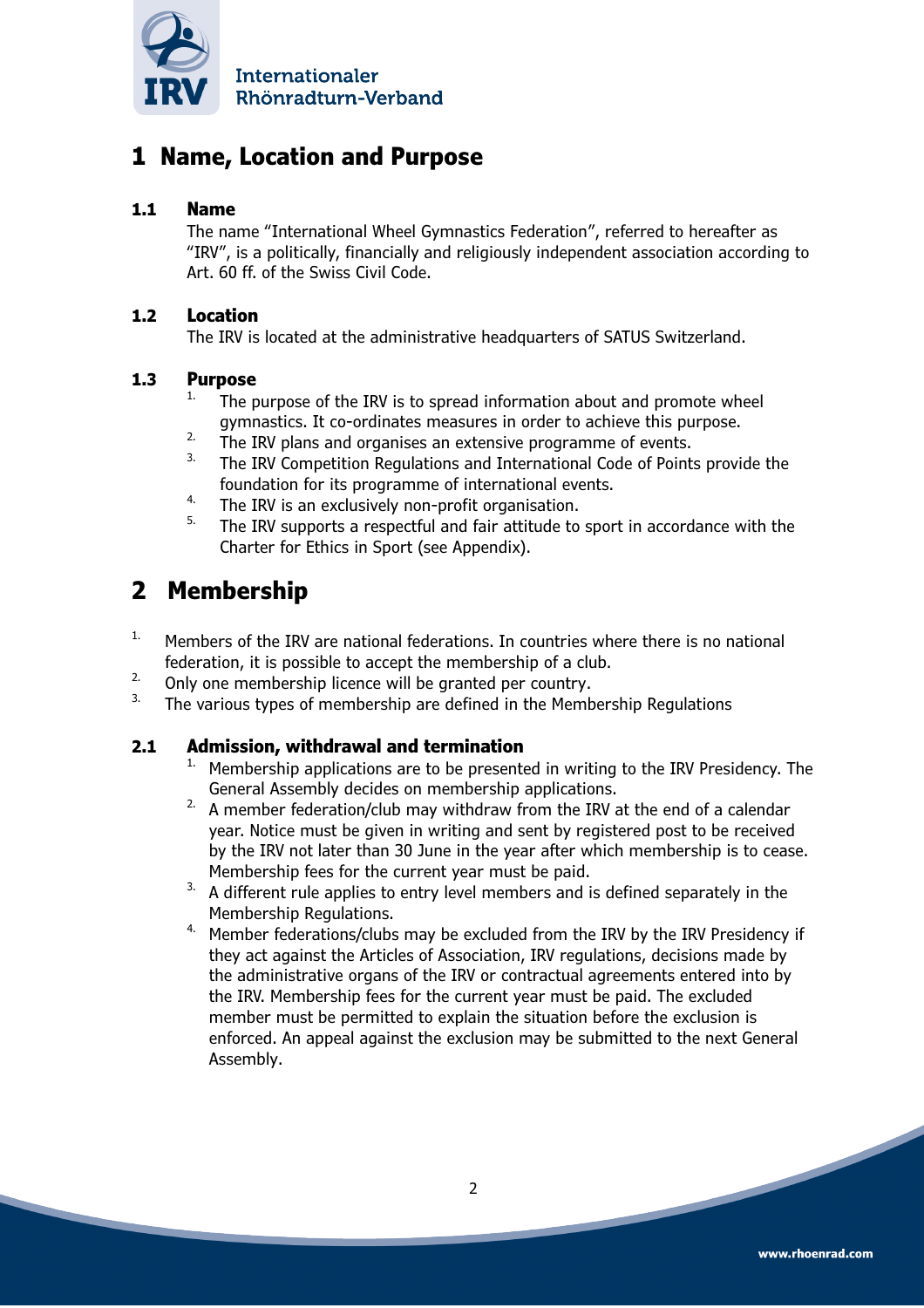# 1 Name, Location and Purpose

### 1.1 Name

The name "International Wheel Gymnastics Federation", referred to hereafter as "IRV", is a politically, financially and religiously independent association according to Art. 60 ff. of the Swiss Civil Code.

### 1.2 Location

The IRV is located at the administrative headquarters of SATUS Switzerland.

### 1.3 Purpose

1. The purpose of the IRV is to spread information about and promote wheel gymnastics. It co-ordinates measures in order to achieve this purpose.
2. The IRV plans and organises an extensive programme of events.
3. The IRV Competition Regulations and International Code of Points provide the foundation for its programme of international events.
4. The IRV is an exclusively non-profit organisation.
5. The IRV supports a respectful and fair attitude to sport in accordance with the Charter for Ethics in Sport (see Appendix).

# 2 Membership

1. Members of the IRV are national federations. In countries where there is no national federation, it is possible to accept the membership of a club.
2. Only one membership licence will be granted per country.
3. The various types of membership are defined in the Membership Regulations

### 2.1 Admission, withdrawal and termination

1. Membership applications are to be presented in writing to the IRV Presidency. The General Assembly decides on membership applications.
2. A member federation/club may withdraw from the IRV at the end of a calendar year. Notice must be given in writing and sent by registered post to be received by the IRV not later than 30 June in the year after which membership is to cease. Membership fees for the current year must be paid.
3. A different rule applies to entry level members and is defined separately in the Membership Regulations.
4. Member federations/clubs may be excluded from the IRV by the IRV Presidency if they act against the Articles of Association, IRV regulations, decisions made by the administrative organs of the IRV or contractual agreements entered into by the IRV. Membership fees for the current year must be paid. The excluded member must be permitted to explain the situation before the exclusion is enforced. An appeal against the exclusion may be submitted to the next General Assembly.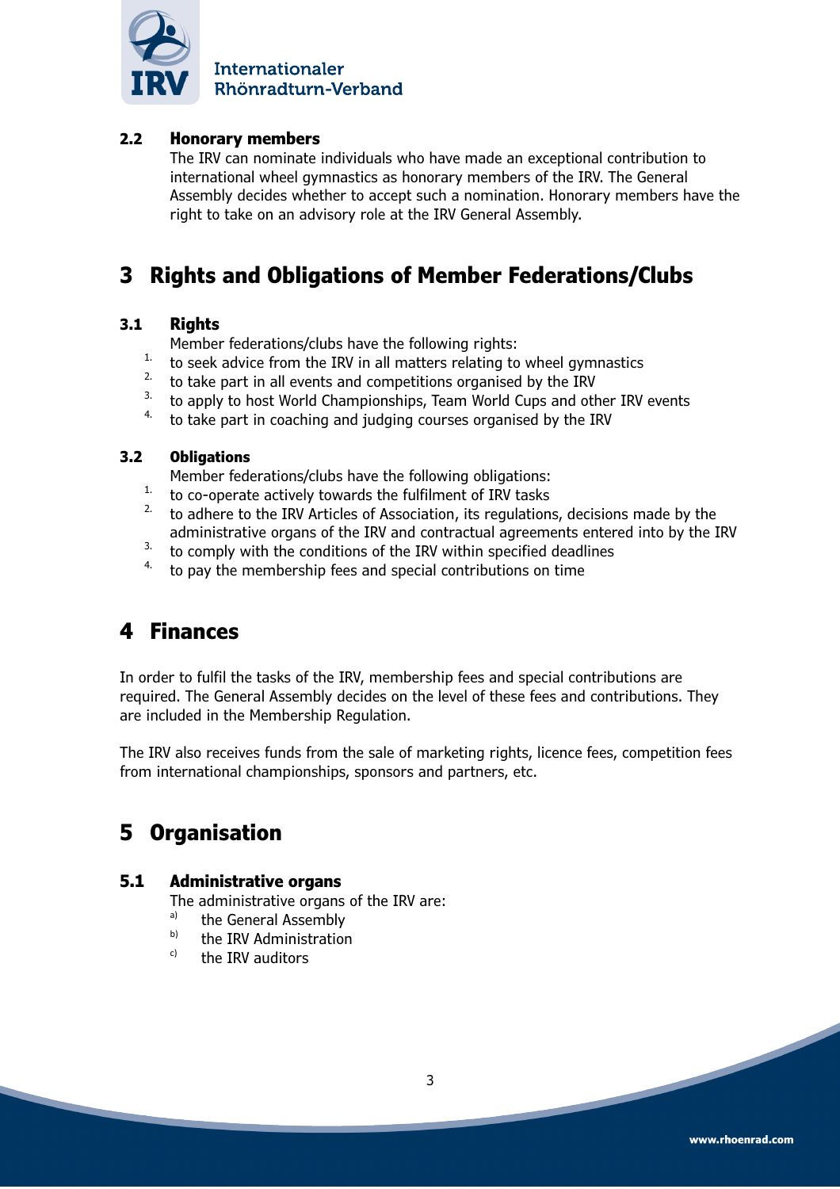### 2.2 Honorary members

The IRV can nominate individuals who have made an exceptional contribution to international wheel gymnastics as honorary members of the IRV. The General Assembly decides whether to accept such a nomination. Honorary members have the right to take on an advisory role at the IRV General Assembly.

## 3 Rights and Obligations of Member Federations/Clubs

### 3.1 Rights

Member federations/clubs have the following rights:

1. to seek advice from the IRV in all matters relating to wheel gymnastics
2. to take part in all events and competitions organised by the IRV
3. to apply to host World Championships, Team World Cups and other IRV events
4. to take part in coaching and judging courses organised by the IRV

### 3.2 Obligations

Member federations/clubs have the following obligations:

1. to co-operate actively towards the fulfilment of IRV tasks
2. to adhere to the IRV Articles of Association, its regulations, decisions made by the administrative organs of the IRV and contractual agreements entered into by the IRV
3. to comply with the conditions of the IRV within specified deadlines
4. to pay the membership fees and special contributions on time

## 4 Finances

In order to fulfil the tasks of the IRV, membership fees and special contributions are required. The General Assembly decides on the level of these fees and contributions. They are included in the Membership Regulation.

The IRV also receives funds from the sale of marketing rights, licence fees, competition fees from international championships, sponsors and partners, etc.

## 5 Organisation

### 5.1 Administrative organs

The administrative organs of the IRV are:

a) the General Assembly
b) the IRV Administration
c) the IRV auditors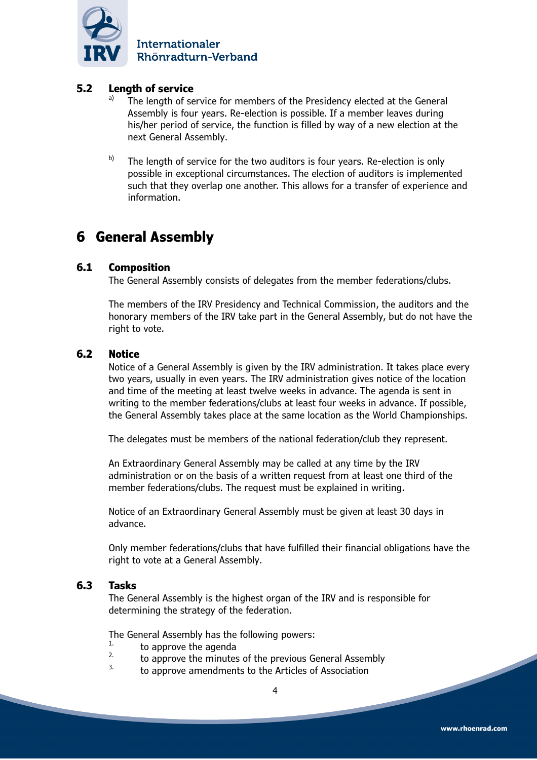### 5.2 Length of service

a) The length of service for members of the Presidency elected at the General Assembly is four years. Re-election is possible. If a member leaves during his/her period of service, the function is filled by way of a new election at the next General Assembly.

b) The length of service for the two auditors is four years. Re-election is only possible in exceptional circumstances. The election of auditors is implemented such that they overlap one another. This allows for a transfer of experience and information.

## 6 General Assembly

### 6.1 Composition

The General Assembly consists of delegates from the member federations/clubs.

The members of the IRV Presidency and Technical Commission, the auditors and the honorary members of the IRV take part in the General Assembly, but do not have the right to vote.

### 6.2 Notice

Notice of a General Assembly is given by the IRV administration. It takes place every two years, usually in even years. The IRV administration gives notice of the location and time of the meeting at least twelve weeks in advance. The agenda is sent in writing to the member federations/clubs at least four weeks in advance. If possible, the General Assembly takes place at the same location as the World Championships.

The delegates must be members of the national federation/club they represent.

An Extraordinary General Assembly may be called at any time by the IRV administration or on the basis of a written request from at least one third of the member federations/clubs. The request must be explained in writing.

Notice of an Extraordinary General Assembly must be given at least 30 days in advance.

Only member federations/clubs that have fulfilled their financial obligations have the right to vote at a General Assembly.

### 6.3 Tasks

The General Assembly is the highest organ of the IRV and is responsible for determining the strategy of the federation.

The General Assembly has the following powers:

1. to approve the agenda
2. to approve the minutes of the previous General Assembly
3. to approve amendments to the Articles of Association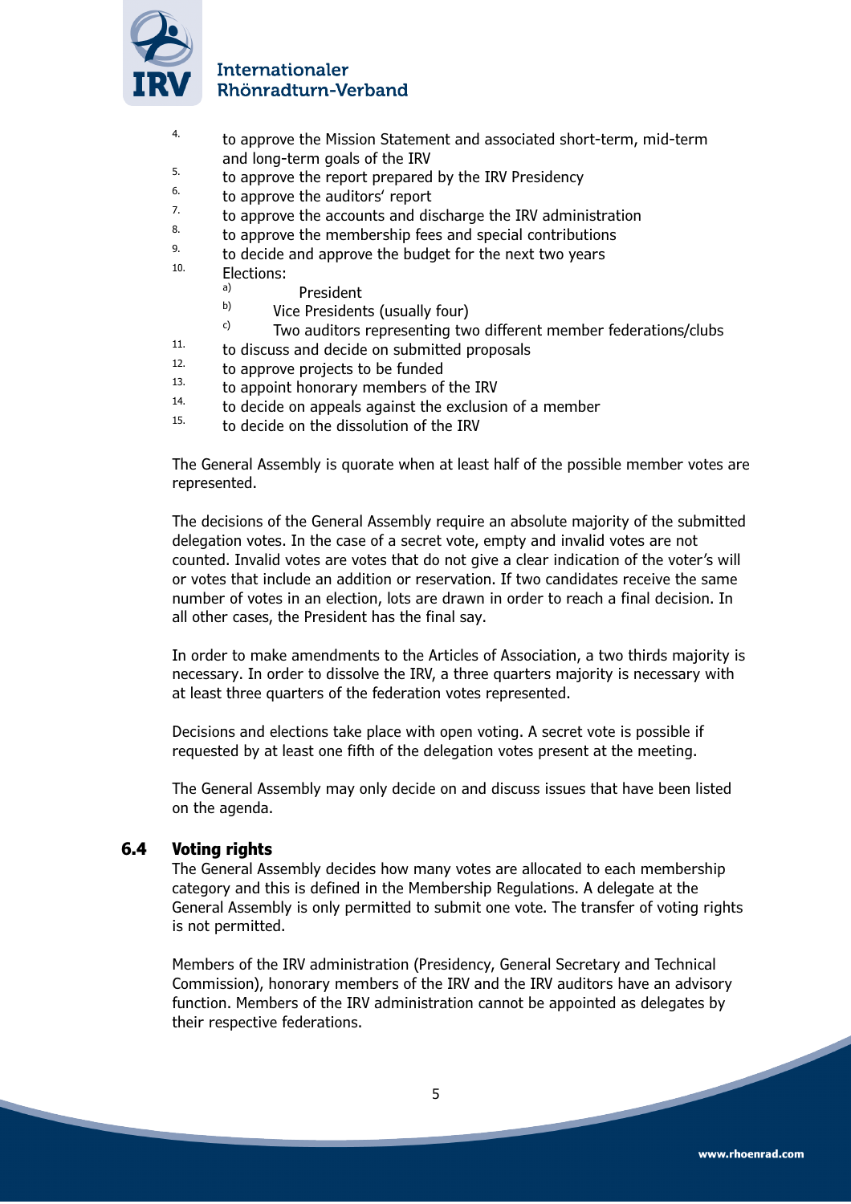4. to approve the Mission Statement and associated short-term, mid-term and long-term goals of the IRV
5. to approve the report prepared by the IRV Presidency
6. to approve the auditors' report
7. to approve the accounts and discharge the IRV administration
8. to approve the membership fees and special contributions
9. to decide and approve the budget for the next two years
10. Elections:
    a) President
    b) Vice Presidents (usually four)
    c) Two auditors representing two different member federations/clubs
11. to discuss and decide on submitted proposals
12. to approve projects to be funded
13. to appoint honorary members of the IRV
14. to decide on appeals against the exclusion of a member
15. to decide on the dissolution of the IRV

The General Assembly is quorate when at least half of the possible member votes are represented.

The decisions of the General Assembly require an absolute majority of the submitted delegation votes. In the case of a secret vote, empty and invalid votes are not counted. Invalid votes are votes that do not give a clear indication of the voter's will or votes that include an addition or reservation. If two candidates receive the same number of votes in an election, lots are drawn in order to reach a final decision. In all other cases, the President has the final say.

In order to make amendments to the Articles of Association, a two thirds majority is necessary. In order to dissolve the IRV, a three quarters majority is necessary with at least three quarters of the federation votes represented.

Decisions and elections take place with open voting. A secret vote is possible if requested by at least one fifth of the delegation votes present at the meeting.

The General Assembly may only decide on and discuss issues that have been listed on the agenda.

### 6.4 Voting rights

The General Assembly decides how many votes are allocated to each membership category and this is defined in the Membership Regulations. A delegate at the General Assembly is only permitted to submit one vote. The transfer of voting rights is not permitted.

Members of the IRV administration (Presidency, General Secretary and Technical Commission), honorary members of the IRV and the IRV auditors have an advisory function. Members of the IRV administration cannot be appointed as delegates by their respective federations.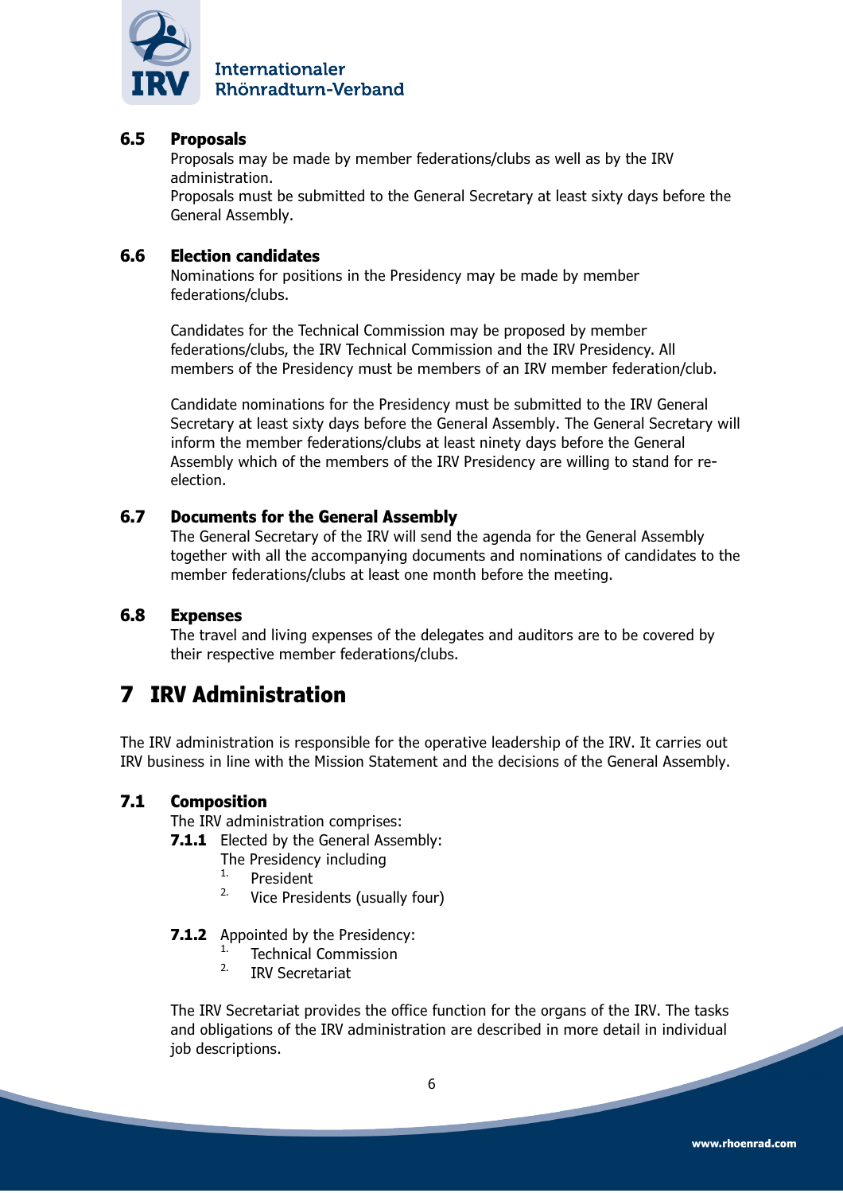### 6.5 Proposals

Proposals may be made by member federations/clubs as well as by the IRV administration.
Proposals must be submitted to the General Secretary at least sixty days before the General Assembly.

### 6.6 Election candidates

Nominations for positions in the Presidency may be made by member federations/clubs.

Candidates for the Technical Commission may be proposed by member federations/clubs, the IRV Technical Commission and the IRV Presidency. All members of the Presidency must be members of an IRV member federation/club.

Candidate nominations for the Presidency must be submitted to the IRV General Secretary at least sixty days before the General Assembly. The General Secretary will inform the member federations/clubs at least ninety days before the General Assembly which of the members of the IRV Presidency are willing to stand for re-election.

### 6.7 Documents for the General Assembly

The General Secretary of the IRV will send the agenda for the General Assembly together with all the accompanying documents and nominations of candidates to the member federations/clubs at least one month before the meeting.

### 6.8 Expenses

The travel and living expenses of the delegates and auditors are to be covered by their respective member federations/clubs.

## 7 IRV Administration

The IRV administration is responsible for the operative leadership of the IRV. It carries out IRV business in line with the Mission Statement and the decisions of the General Assembly.

### 7.1 Composition

The IRV administration comprises:

**7.1.1** Elected by the General Assembly:
The Presidency including
1. President
2. Vice Presidents (usually four)

**7.1.2** Appointed by the Presidency:
1. Technical Commission
2. IRV Secretariat

The IRV Secretariat provides the office function for the organs of the IRV. The tasks and obligations of the IRV administration are described in more detail in individual job descriptions.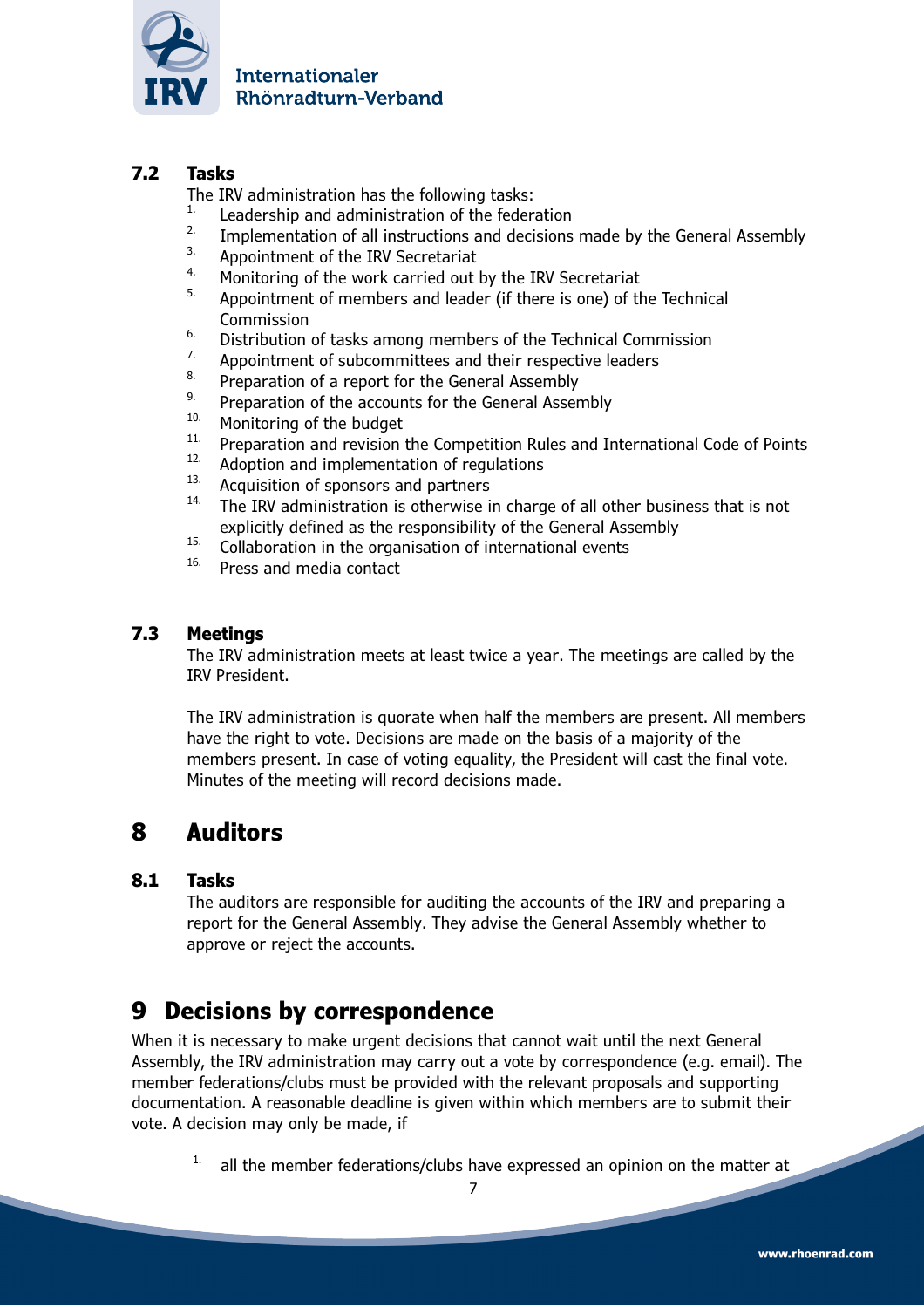### 7.2 Tasks

The IRV administration has the following tasks:

1. Leadership and administration of the federation
2. Implementation of all instructions and decisions made by the General Assembly
3. Appointment of the IRV Secretariat
4. Monitoring of the work carried out by the IRV Secretariat
5. Appointment of members and leader (if there is one) of the Technical Commission
6. Distribution of tasks among members of the Technical Commission
7. Appointment of subcommittees and their respective leaders
8. Preparation of a report for the General Assembly
9. Preparation of the accounts for the General Assembly
10. Monitoring of the budget
11. Preparation and revision the Competition Rules and International Code of Points
12. Adoption and implementation of regulations
13. Acquisition of sponsors and partners
14. The IRV administration is otherwise in charge of all other business that is not explicitly defined as the responsibility of the General Assembly
15. Collaboration in the organisation of international events
16. Press and media contact

### 7.3 Meetings

The IRV administration meets at least twice a year. The meetings are called by the IRV President.

The IRV administration is quorate when half the members are present. All members have the right to vote. Decisions are made on the basis of a majority of the members present. In case of voting equality, the President will cast the final vote. Minutes of the meeting will record decisions made.

## 8 Auditors

### 8.1 Tasks

The auditors are responsible for auditing the accounts of the IRV and preparing a report for the General Assembly. They advise the General Assembly whether to approve or reject the accounts.

## 9 Decisions by correspondence

When it is necessary to make urgent decisions that cannot wait until the next General Assembly, the IRV administration may carry out a vote by correspondence (e.g. email). The member federations/clubs must be provided with the relevant proposals and supporting documentation. A reasonable deadline is given within which members are to submit their vote. A decision may only be made, if

1. all the member federations/clubs have expressed an opinion on the matter at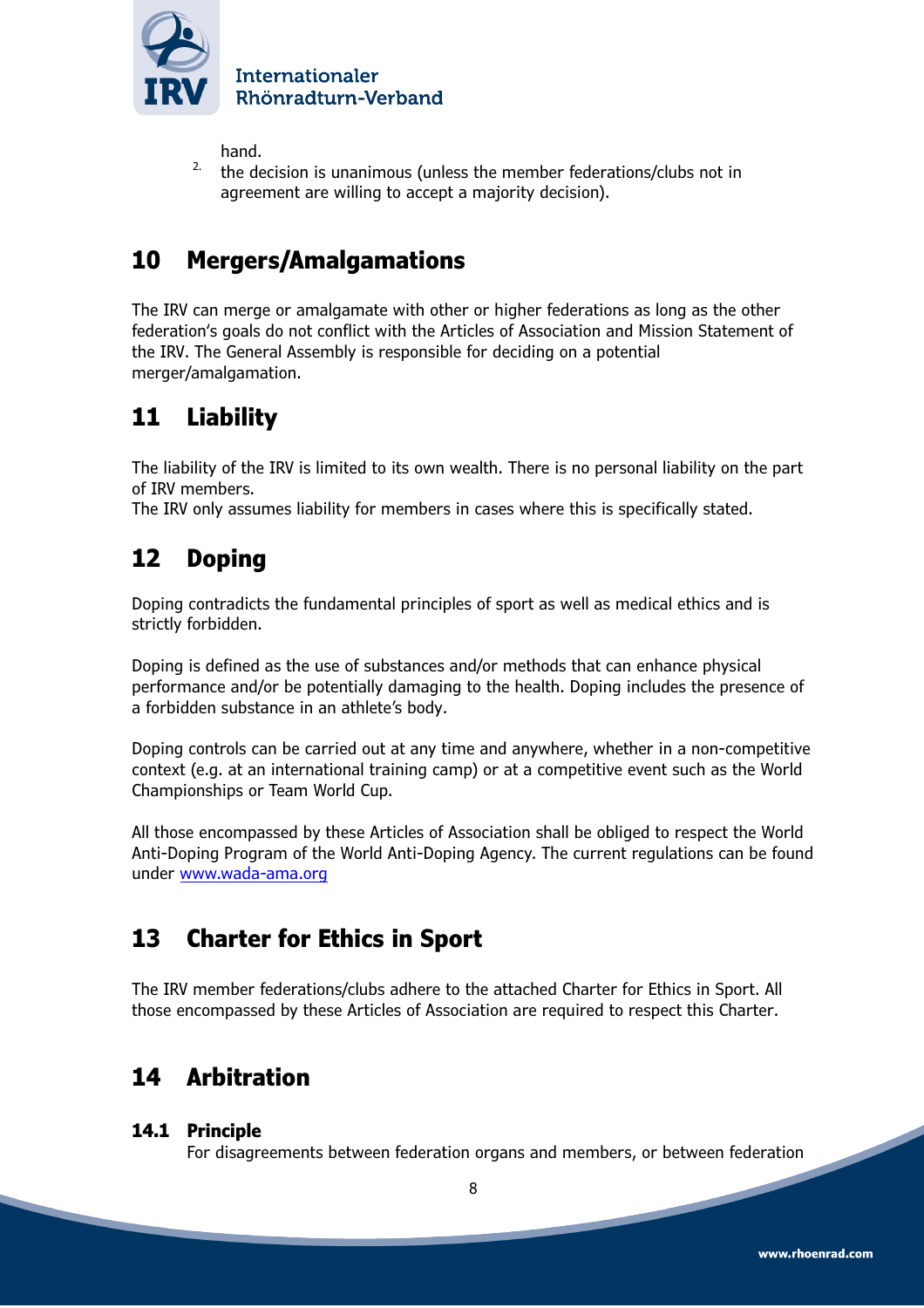hand.

2. the decision is unanimous (unless the member federations/clubs not in agreement are willing to accept a majority decision).

# 10 Mergers/Amalgamations

The IRV can merge or amalgamate with other or higher federations as long as the other federation's goals do not conflict with the Articles of Association and Mission Statement of the IRV. The General Assembly is responsible for deciding on a potential merger/amalgamation.

# 11 Liability

The liability of the IRV is limited to its own wealth. There is no personal liability on the part of IRV members.
The IRV only assumes liability for members in cases where this is specifically stated.

# 12 Doping

Doping contradicts the fundamental principles of sport as well as medical ethics and is strictly forbidden.

Doping is defined as the use of substances and/or methods that can enhance physical performance and/or be potentially damaging to the health. Doping includes the presence of a forbidden substance in an athlete's body.

Doping controls can be carried out at any time and anywhere, whether in a non-competitive context (e.g. at an international training camp) or at a competitive event such as the World Championships or Team World Cup.

All those encompassed by these Articles of Association shall be obliged to respect the World Anti-Doping Program of the World Anti-Doping Agency. The current regulations can be found under www.wada-ama.org

# 13 Charter for Ethics in Sport

The IRV member federations/clubs adhere to the attached Charter for Ethics in Sport. All those encompassed by these Articles of Association are required to respect this Charter.

# 14 Arbitration

## 14.1 Principle

For disagreements between federation organs and members, or between federation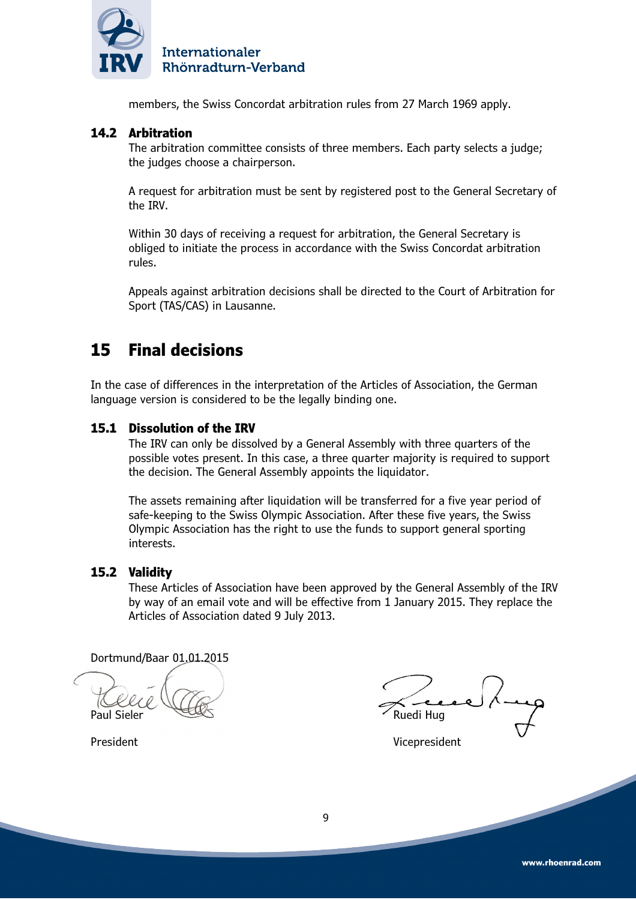members, the Swiss Concordat arbitration rules from 27 March 1969 apply.

### 14.2 Arbitration

The arbitration committee consists of three members. Each party selects a judge; the judges choose a chairperson.

A request for arbitration must be sent by registered post to the General Secretary of the IRV.

Within 30 days of receiving a request for arbitration, the General Secretary is obliged to initiate the process in accordance with the Swiss Concordat arbitration rules.

Appeals against arbitration decisions shall be directed to the Court of Arbitration for Sport (TAS/CAS) in Lausanne.

## 15 Final decisions

In the case of differences in the interpretation of the Articles of Association, the German language version is considered to be the legally binding one.

### 15.1 Dissolution of the IRV

The IRV can only be dissolved by a General Assembly with three quarters of the possible votes present. In this case, a three quarter majority is required to support the decision. The General Assembly appoints the liquidator.

The assets remaining after liquidation will be transferred for a five year period of safe-keeping to the Swiss Olympic Association. After these five years, the Swiss Olympic Association has the right to use the funds to support general sporting interests.

### 15.2 Validity

These Articles of Association have been approved by the General Assembly of the IRV by way of an email vote and will be effective from 1 January 2015. They replace the Articles of Association dated 9 July 2013.

Dortmund/Baar 01.01.2015

| | |
|---|---|
| Paul Sieler | Ruedi Hug |
| President | Vicepresident |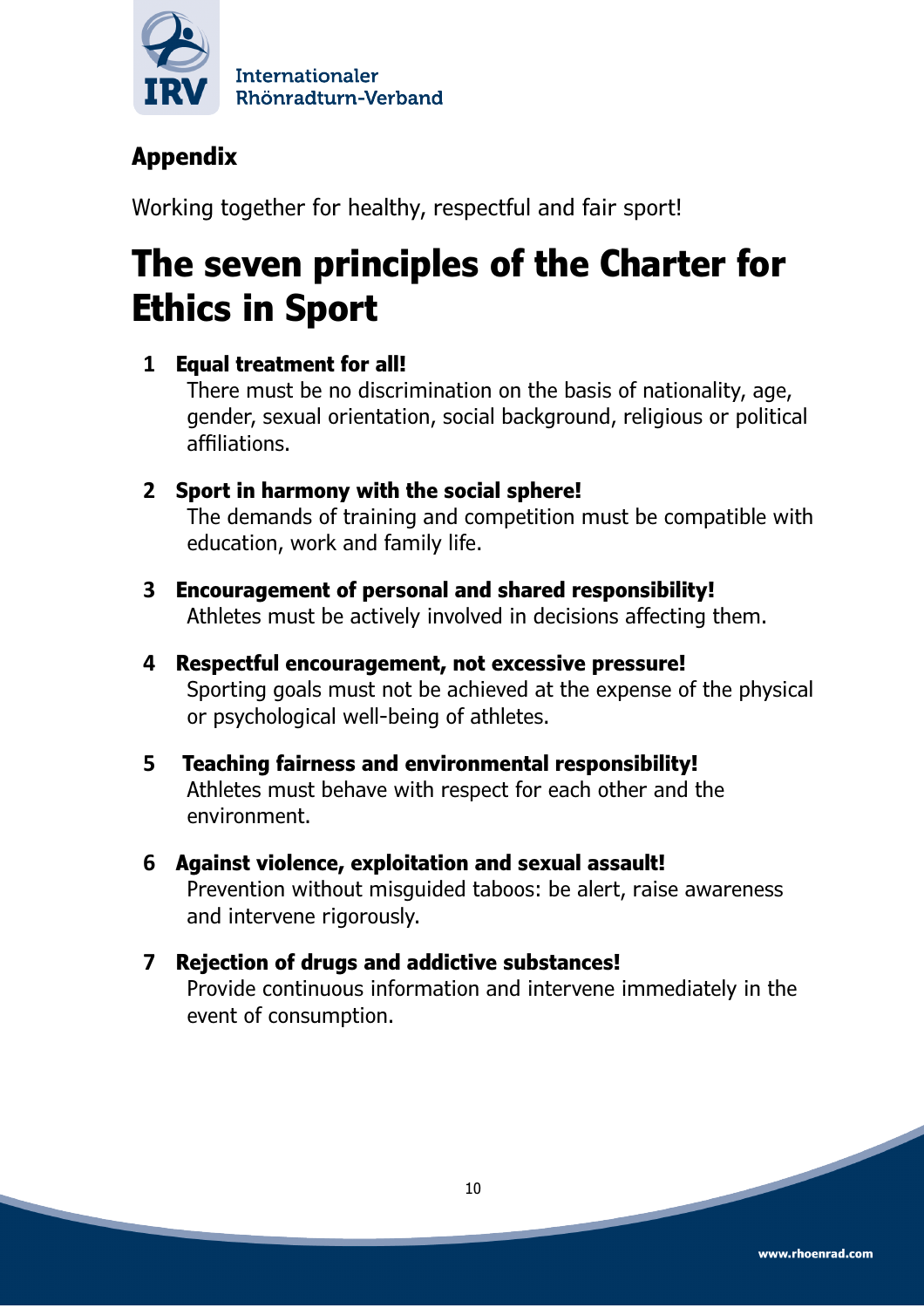## Appendix

Working together for healthy, respectful and fair sport!

# The seven principles of the Charter for Ethics in Sport

1. **Equal treatment for all!**
   There must be no discrimination on the basis of nationality, age, gender, sexual orientation, social background, religious or political affiliations.

2. **Sport in harmony with the social sphere!**
   The demands of training and competition must be compatible with education, work and family life.

3. **Encouragement of personal and shared responsibility!**
   Athletes must be actively involved in decisions affecting them.

4. **Respectful encouragement, not excessive pressure!**
   Sporting goals must not be achieved at the expense of the physical or psychological well-being of athletes.

5. **Teaching fairness and environmental responsibility!**
   Athletes must behave with respect for each other and the environment.

6. **Against violence, exploitation and sexual assault!**
   Prevention without misguided taboos: be alert, raise awareness and intervene rigorously.

7. **Rejection of drugs and addictive substances!**
   Provide continuous information and intervene immediately in the event of consumption.